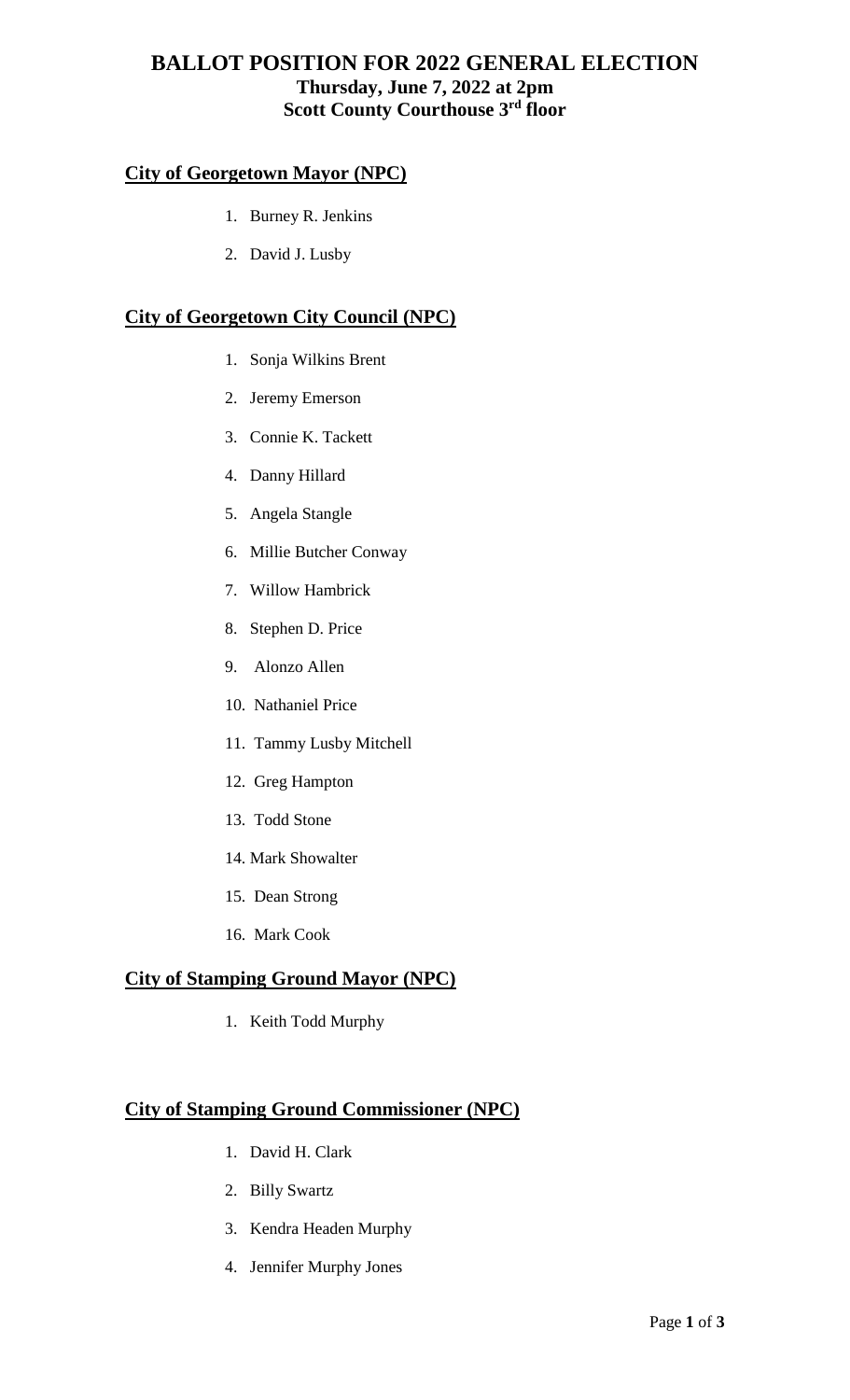# BALLOT POSITION FOR 2022 GENERAL ELECTION

## Thursday, June 7, 2022 at 2pm

## Scott County Courthouse 3rd floor

### City of Georgetown Mayor (NPC)

1. Burney R. Jenkins
2. David J. Lusby

### City of Georgetown City Council (NPC)

1. Sonja Wilkins Brent
2. Jeremy Emerson
3. Connie K. Tackett
4. Danny Hillard
5. Angela Stangle
6. Millie Butcher Conway
7. Willow Hambrick
8. Stephen D. Price
9. Alonzo Allen
10. Nathaniel Price
11. Tammy Lusby Mitchell
12. Greg Hampton
13. Todd Stone
14. Mark Showalter
15. Dean Strong
16. Mark Cook

### City of Stamping Ground Mayor (NPC)

1. Keith Todd Murphy

### City of Stamping Ground Commissioner (NPC)

1. David H. Clark
2. Billy Swartz
3. Kendra Headen Murphy
4. Jennifer Murphy Jones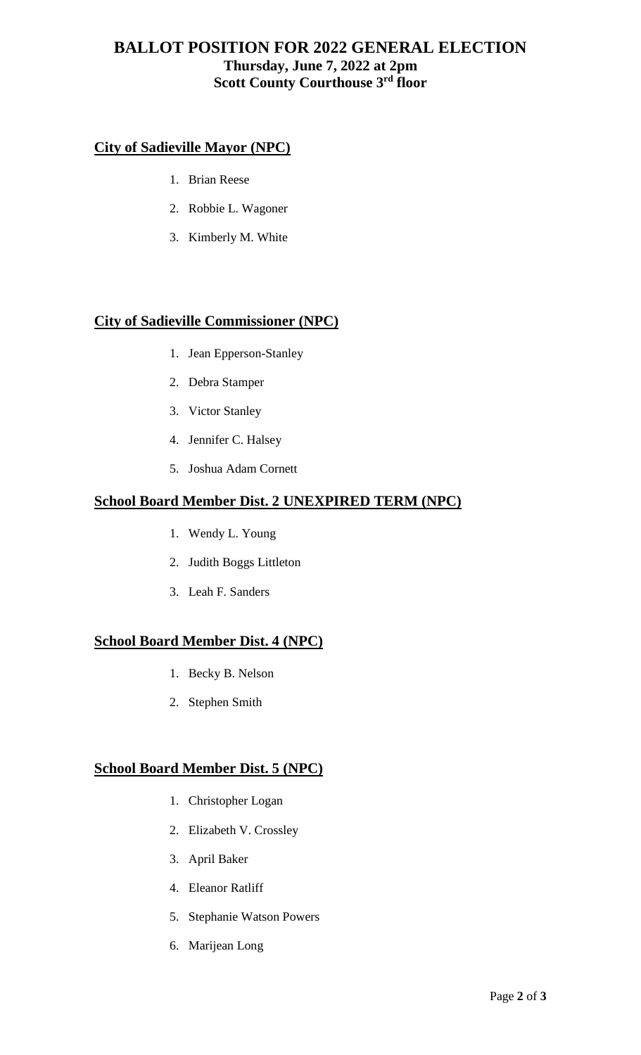# BALLOT POSITION FOR 2022 GENERAL ELECTION

**Thursday, June 7, 2022 at 2pm**

**Scott County Courthouse 3rd floor**

## City of Sadieville Mayor (NPC)

1. Brian Reese
2. Robbie L. Wagoner
3. Kimberly M. White

## City of Sadieville Commissioner (NPC)

1. Jean Epperson-Stanley
2. Debra Stamper
3. Victor Stanley
4. Jennifer C. Halsey
5. Joshua Adam Cornett

## School Board Member Dist. 2 UNEXPIRED TERM (NPC)

1. Wendy L. Young
2. Judith Boggs Littleton
3. Leah F. Sanders

## School Board Member Dist. 4 (NPC)

1. Becky B. Nelson
2. Stephen Smith

## School Board Member Dist. 5 (NPC)

1. Christopher Logan
2. Elizabeth V. Crossley
3. April Baker
4. Eleanor Ratliff
5. Stephanie Watson Powers
6. Marijean Long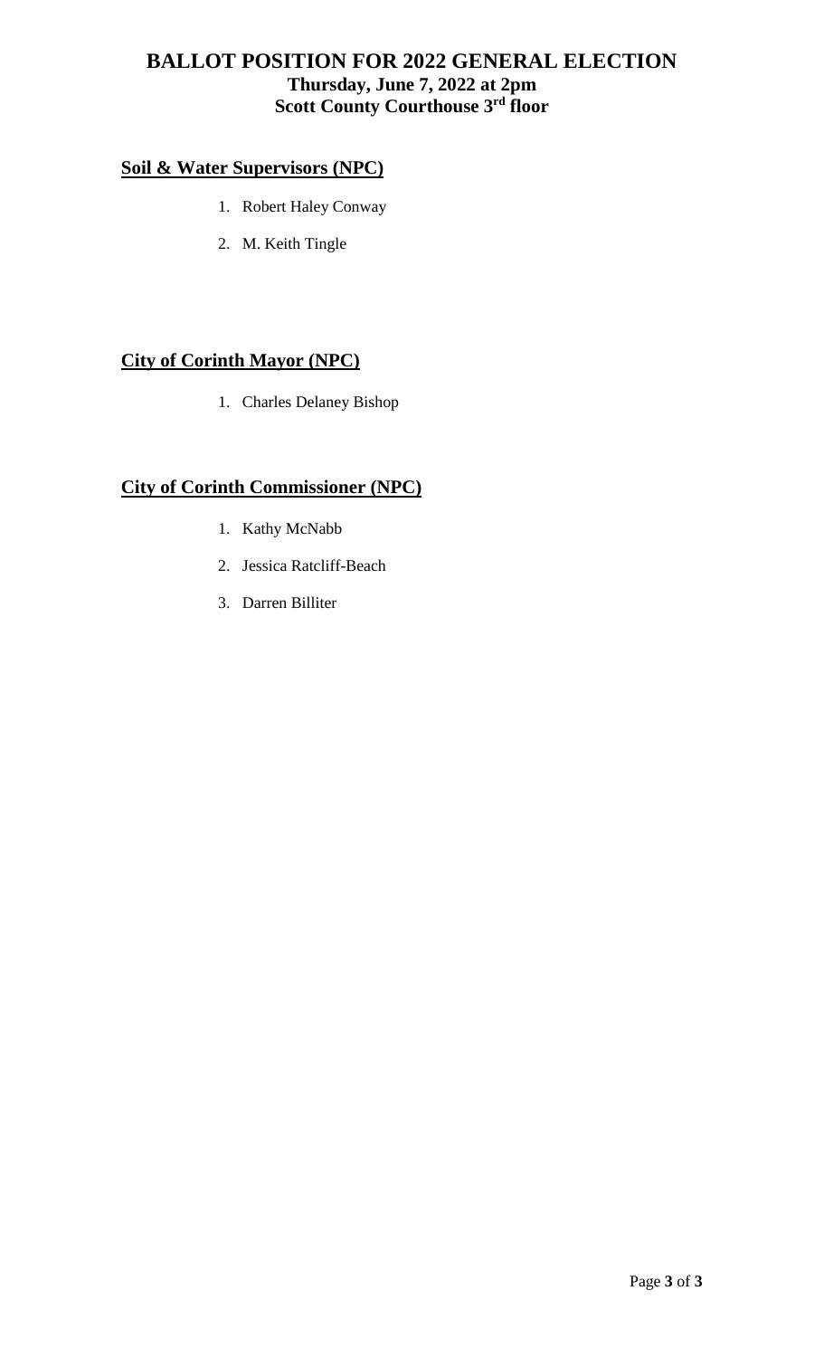# BALLOT POSITION FOR 2022 GENERAL ELECTION

**Thursday, June 7, 2022 at 2pm**

**Scott County Courthouse 3rd floor**

## Soil & Water Supervisors (NPC)

1. Robert Haley Conway
2. M. Keith Tingle

## City of Corinth Mayor (NPC)

1. Charles Delaney Bishop

## City of Corinth Commissioner (NPC)

1. Kathy McNabb
2. Jessica Ratcliff-Beach
3. Darren Billiter